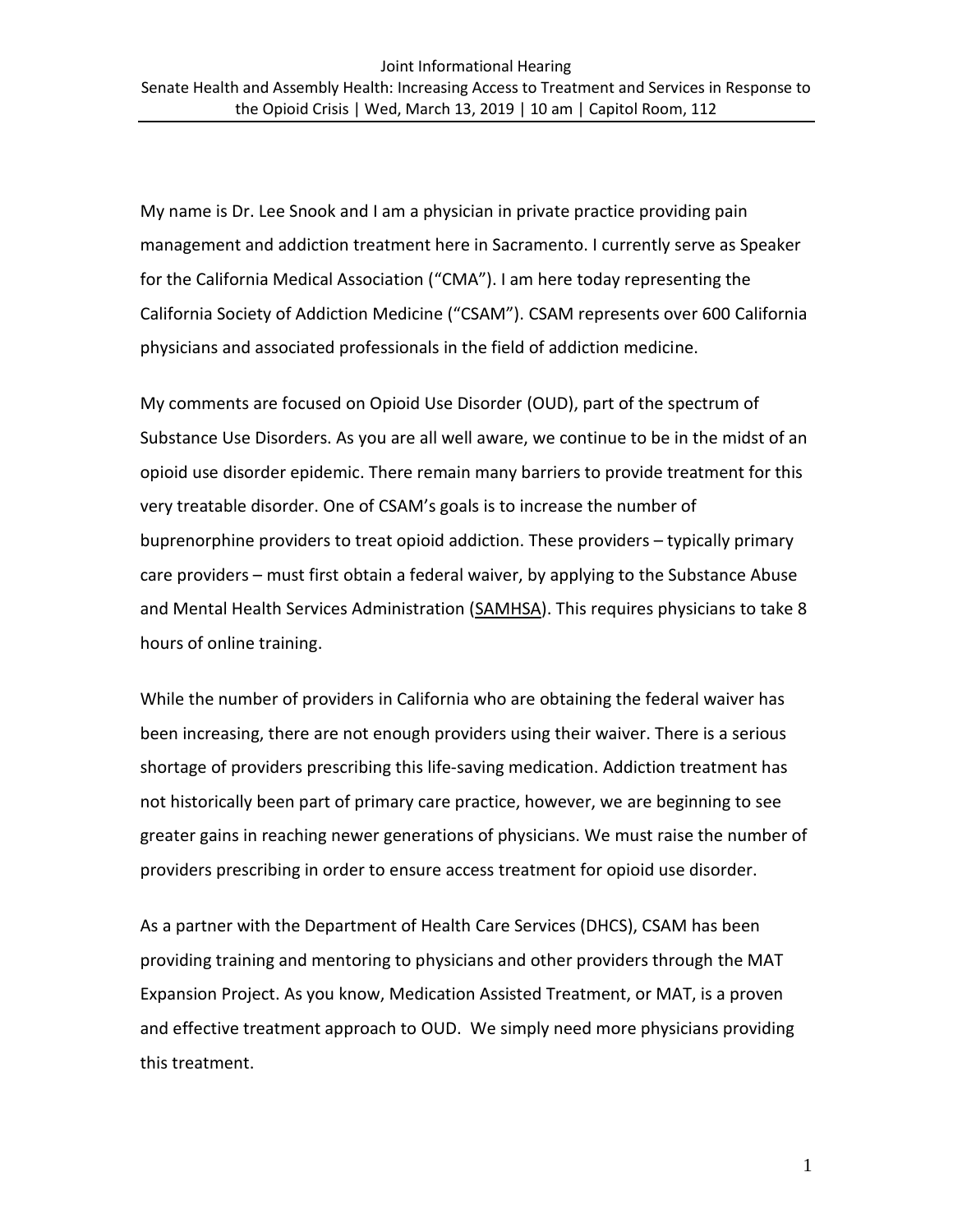Joint Informational Hearing

Senate Health and Assembly Health: Increasing Access to Treatment and Services in Response to the Opioid Crisis | Wed, March 13, 2019 | 10 am | Capitol Room, 112

My name is Dr. Lee Snook and I am a physician in private practice providing pain management and addiction treatment here in Sacramento. I currently serve as Speaker for the California Medical Association ("CMA"). I am here today representing the California Society of Addiction Medicine ("CSAM"). CSAM represents over 600 California physicians and associated professionals in the field of addiction medicine.

My comments are focused on Opioid Use Disorder (OUD), part of the spectrum of Substance Use Disorders. As you are all well aware, we continue to be in the midst of an opioid use disorder epidemic. There remain many barriers to provide treatment for this very treatable disorder. One of CSAM's goals is to increase the number of buprenorphine providers to treat opioid addiction. These providers – typically primary care providers – must first obtain a federal waiver, by applying to the Substance Abuse and Mental Health Services Administration (SAMHSA). This requires physicians to take 8 hours of online training.

While the number of providers in California who are obtaining the federal waiver has been increasing, there are not enough providers using their waiver. There is a serious shortage of providers prescribing this life-saving medication. Addiction treatment has not historically been part of primary care practice, however, we are beginning to see greater gains in reaching newer generations of physicians. We must raise the number of providers prescribing in order to ensure access treatment for opioid use disorder.

As a partner with the Department of Health Care Services (DHCS), CSAM has been providing training and mentoring to physicians and other providers through the MAT Expansion Project. As you know, Medication Assisted Treatment, or MAT, is a proven and effective treatment approach to OUD. We simply need more physicians providing this treatment.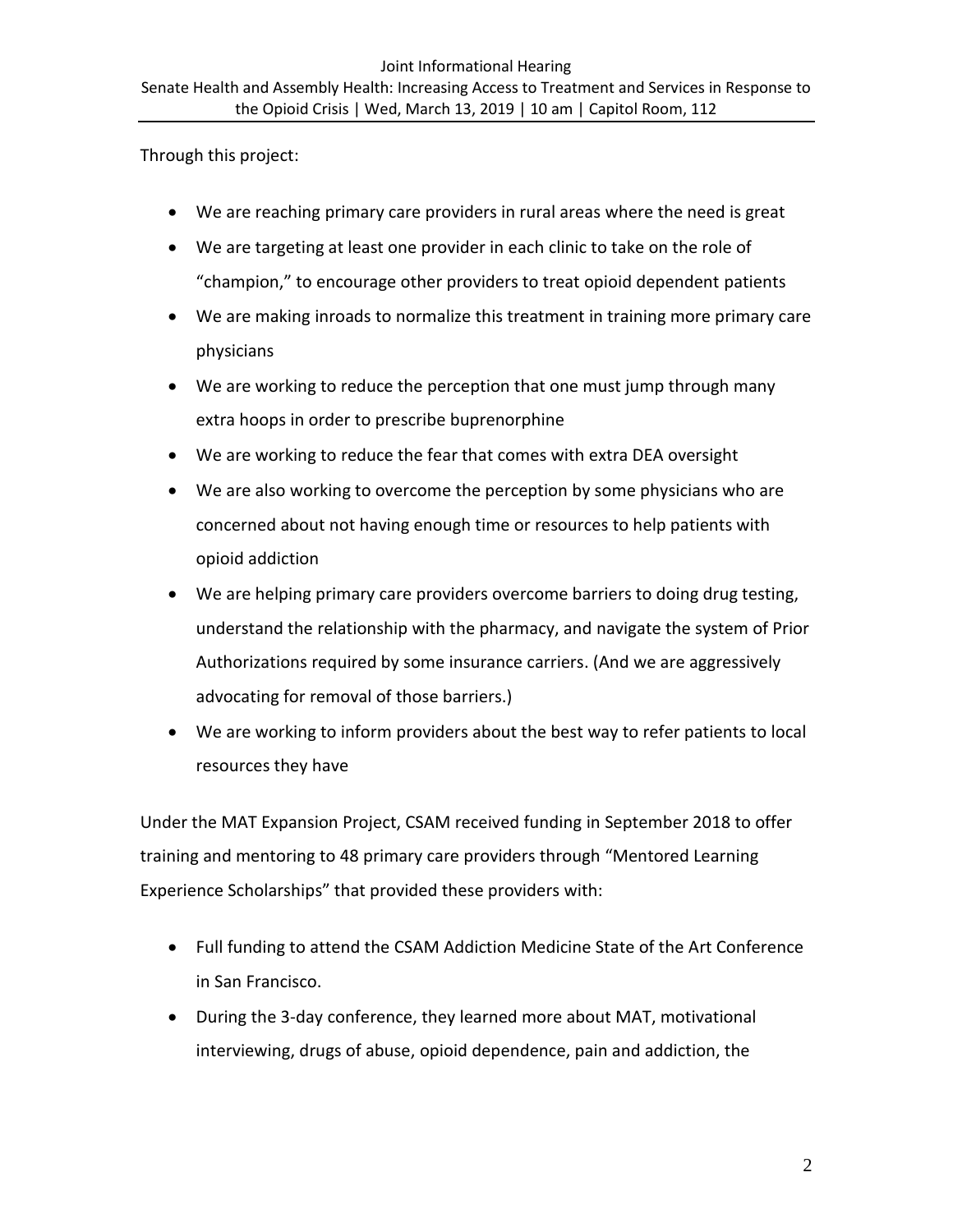Through this project:

- We are reaching primary care providers in rural areas where the need is great
- We are targeting at least one provider in each clinic to take on the role of "champion," to encourage other providers to treat opioid dependent patients
- We are making inroads to normalize this treatment in training more primary care physicians
- We are working to reduce the perception that one must jump through many extra hoops in order to prescribe buprenorphine
- We are working to reduce the fear that comes with extra DEA oversight
- We are also working to overcome the perception by some physicians who are concerned about not having enough time or resources to help patients with opioid addiction
- We are helping primary care providers overcome barriers to doing drug testing, understand the relationship with the pharmacy, and navigate the system of Prior Authorizations required by some insurance carriers. (And we are aggressively advocating for removal of those barriers.)
- We are working to inform providers about the best way to refer patients to local resources they have

Under the MAT Expansion Project, CSAM received funding in September 2018 to offer training and mentoring to 48 primary care providers through "Mentored Learning Experience Scholarships" that provided these providers with:

- Full funding to attend the CSAM Addiction Medicine State of the Art Conference in San Francisco.
- During the 3-day conference, they learned more about MAT, motivational interviewing, drugs of abuse, opioid dependence, pain and addiction, the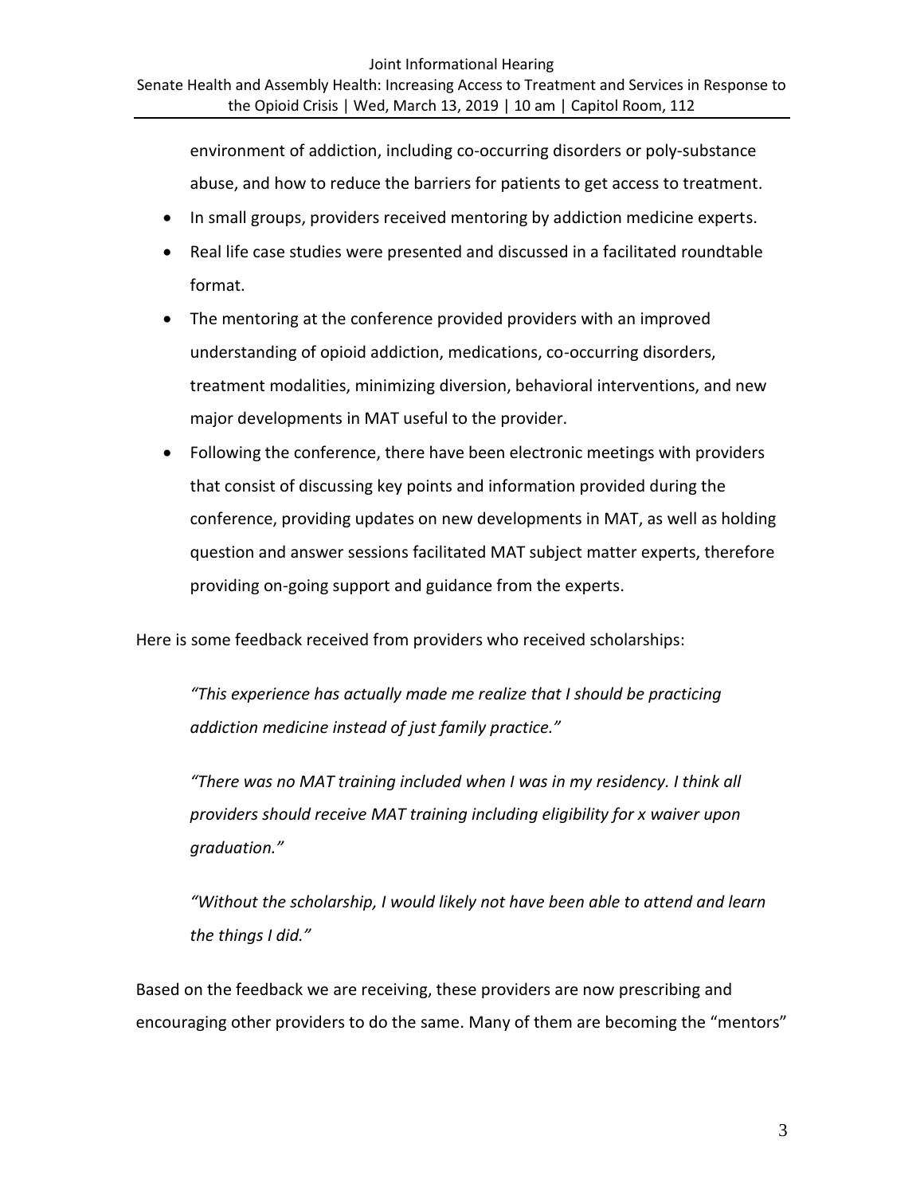environment of addiction, including co-occurring disorders or poly-substance abuse, and how to reduce the barriers for patients to get access to treatment.

- In small groups, providers received mentoring by addiction medicine experts.
- Real life case studies were presented and discussed in a facilitated roundtable format.
- The mentoring at the conference provided providers with an improved understanding of opioid addiction, medications, co-occurring disorders, treatment modalities, minimizing diversion, behavioral interventions, and new major developments in MAT useful to the provider.
- Following the conference, there have been electronic meetings with providers that consist of discussing key points and information provided during the conference, providing updates on new developments in MAT, as well as holding question and answer sessions facilitated MAT subject matter experts, therefore providing on-going support and guidance from the experts.

Here is some feedback received from providers who received scholarships:

*"This experience has actually made me realize that I should be practicing addiction medicine instead of just family practice."*

*"There was no MAT training included when I was in my residency. I think all providers should receive MAT training including eligibility for x waiver upon graduation."*

*"Without the scholarship, I would likely not have been able to attend and learn the things I did."*

Based on the feedback we are receiving, these providers are now prescribing and encouraging other providers to do the same. Many of them are becoming the "mentors"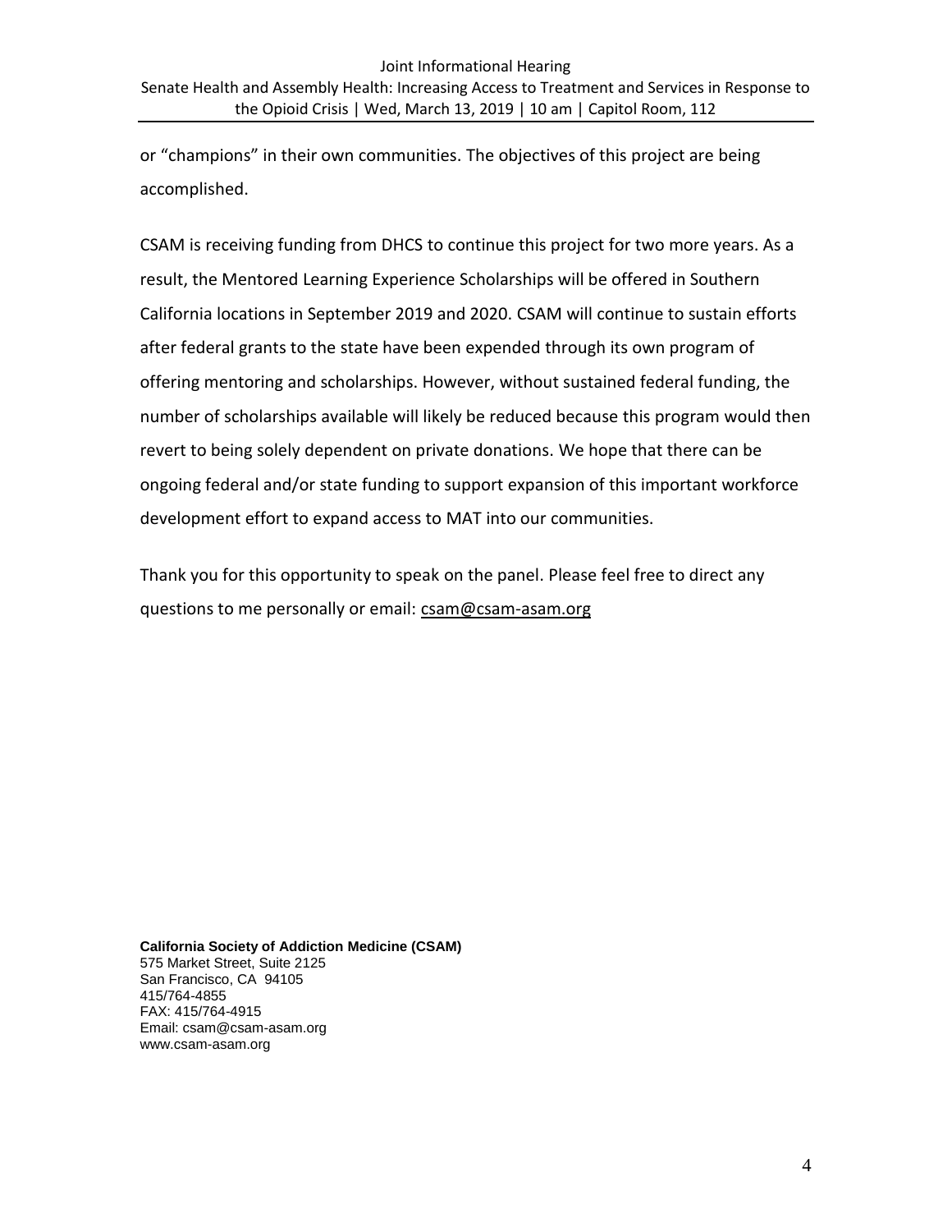or “champions” in their own communities. The objectives of this project are being accomplished.

CSAM is receiving funding from DHCS to continue this project for two more years. As a result, the Mentored Learning Experience Scholarships will be offered in Southern California locations in September 2019 and 2020. CSAM will continue to sustain efforts after federal grants to the state have been expended through its own program of offering mentoring and scholarships. However, without sustained federal funding, the number of scholarships available will likely be reduced because this program would then revert to being solely dependent on private donations. We hope that there can be ongoing federal and/or state funding to support expansion of this important workforce development effort to expand access to MAT into our communities.

Thank you for this opportunity to speak on the panel. Please feel free to direct any questions to me personally or email: csam@csam-asam.org

**California Society of Addiction Medicine (CSAM)**
575 Market Street, Suite 2125
San Francisco, CA 94105
415/764-4855
FAX: 415/764-4915
Email: csam@csam-asam.org
www.csam-asam.org